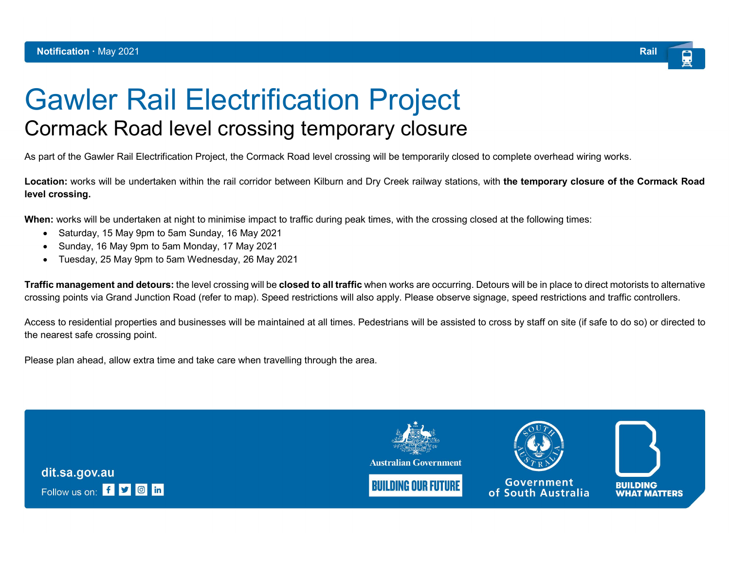**Notification** · May 2021 **Rail**

# Gawler Rail Electrification Project

## Cormack Road level crossing temporary closure

As part of the Gawler Rail Electrification Project, the Cormack Road level crossing will be temporarily closed to complete overhead wiring works.

**Location:** works will be undertaken within the rail corridor between Kilburn and Dry Creek railway stations, with **the temporary closure of the Cormack Road level crossing.**

**When:** works will be undertaken at night to minimise impact to traffic during peak times, with the crossing closed at the following times:

- Saturday, 15 May 9pm to 5am Sunday, 16 May 2021
- Sunday, 16 May 9pm to 5am Monday, 17 May 2021
- Tuesday, 25 May 9pm to 5am Wednesday, 26 May 2021

**Traffic management and detours:** the level crossing will be **closed to all traffic** when works are occurring. Detours will be in place to direct motorists to alternative crossing points via Grand Junction Road (refer to map). Speed restrictions will also apply. Please observe signage, speed restrictions and traffic controllers.

Access to residential properties and businesses will be maintained at all times. Pedestrians will be assisted to cross by staff on site (if safe to do so) or directed to the nearest safe crossing point.

Please plan ahead, allow extra time and take care when travelling through the area.

dit.sa.gov.au

Follow us on:

Australian Government BUILDING OUR FUTURE

Government of South Australia

BUILDING WHAT MATTERS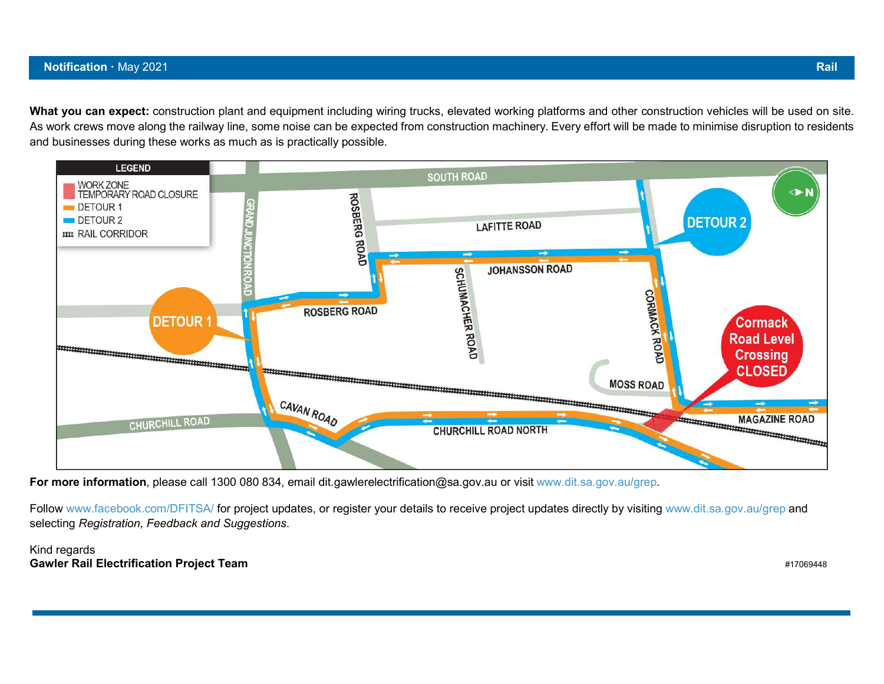**Notification** · May 2021 **Rail**

**What you can expect:** construction plant and equipment including wiring trucks, elevated working platforms and other construction vehicles will be used on site. As work crews move along the railway line, some noise can be expected from construction machinery. Every effort will be made to minimise disruption to residents and businesses during these works as much as is practically possible.

LEGEND
WORK ZONE TEMPORARY ROAD CLOSURE
DETOUR 1
DETOUR 2
RAIL CORRIDOR

SOUTH ROAD
GRAND JUNCTION ROAD
ROSBERG ROAD
LAFITTE ROAD
JOHANSSON ROAD
SCHUMACHER ROAD
CORMACK ROAD
MOSS ROAD
CAVAN ROAD
CHURCHILL ROAD
CHURCHILL ROAD NORTH
MAGAZINE ROAD
DETOUR 1
DETOUR 2
N
Cormack Road Level Crossing CLOSED

**For more information**, please call 1300 080 834, email dit.gawlerelectrification@sa.gov.au or visit www.dit.sa.gov.au/grep.

Follow www.facebook.com/DFITSA/ for project updates, or register your details to receive project updates directly by visiting www.dit.sa.gov.au/grep and selecting *Registration, Feedback and Suggestions*.

Kind regards
**Gawler Rail Electrification Project Team**

#17069448